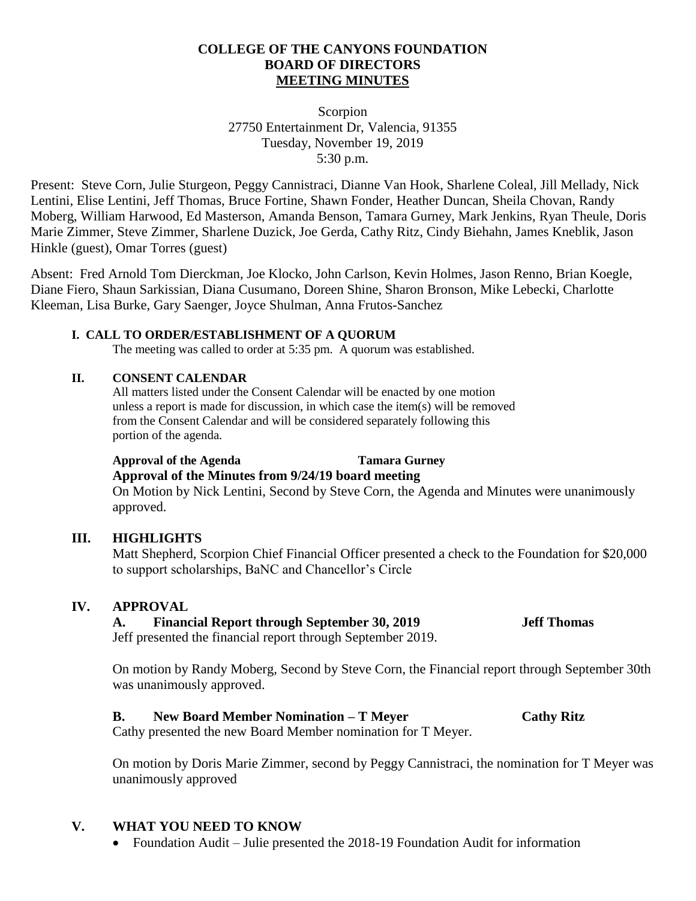# COLLEGE OF THE CANYONS FOUNDATION
# BOARD OF DIRECTORS
# MEETING MINUTES

Scorpion
27750 Entertainment Dr, Valencia, 91355
Tuesday, November 19, 2019
5:30 p.m.

Present: Steve Corn, Julie Sturgeon, Peggy Cannistraci, Dianne Van Hook, Sharlene Coleal, Jill Mellady, Nick Lentini, Elise Lentini, Jeff Thomas, Bruce Fortine, Shawn Fonder, Heather Duncan, Sheila Chovan, Randy Moberg, William Harwood, Ed Masterson, Amanda Benson, Tamara Gurney, Mark Jenkins, Ryan Theule, Doris Marie Zimmer, Steve Zimmer, Sharlene Duzick, Joe Gerda, Cathy Ritz, Cindy Biehahn, James Kneblik, Jason Hinkle (guest), Omar Torres (guest)

Absent: Fred Arnold Tom Dierckman, Joe Klocko, John Carlson, Kevin Holmes, Jason Renno, Brian Koegle, Diane Fiero, Shaun Sarkissian, Diana Cusumano, Doreen Shine, Sharon Bronson, Mike Lebecki, Charlotte Kleeman, Lisa Burke, Gary Saenger, Joyce Shulman, Anna Frutos-Sanchez

## I. CALL TO ORDER/ESTABLISHMENT OF A QUORUM

The meeting was called to order at 5:35 pm. A quorum was established.

## II. CONSENT CALENDAR

All matters listed under the Consent Calendar will be enacted by one motion unless a report is made for discussion, in which case the item(s) will be removed from the Consent Calendar and will be considered separately following this portion of the agenda.

**Approval of the Agenda** **Tamara Gurney**
**Approval of the Minutes from 9/24/19 board meeting**

On Motion by Nick Lentini, Second by Steve Corn, the Agenda and Minutes were unanimously approved.

## III. HIGHLIGHTS

Matt Shepherd, Scorpion Chief Financial Officer presented a check to the Foundation for $20,000 to support scholarships, BaNC and Chancellor's Circle

## IV. APPROVAL

**A. Financial Report through September 30, 2019** **Jeff Thomas**

Jeff presented the financial report through September 2019.

On motion by Randy Moberg, Second by Steve Corn, the Financial report through September 30th was unanimously approved.

**B. New Board Member Nomination – T Meyer** **Cathy Ritz**

Cathy presented the new Board Member nomination for T Meyer.

On motion by Doris Marie Zimmer, second by Peggy Cannistraci, the nomination for T Meyer was unanimously approved

## V. WHAT YOU NEED TO KNOW

- Foundation Audit – Julie presented the 2018-19 Foundation Audit for information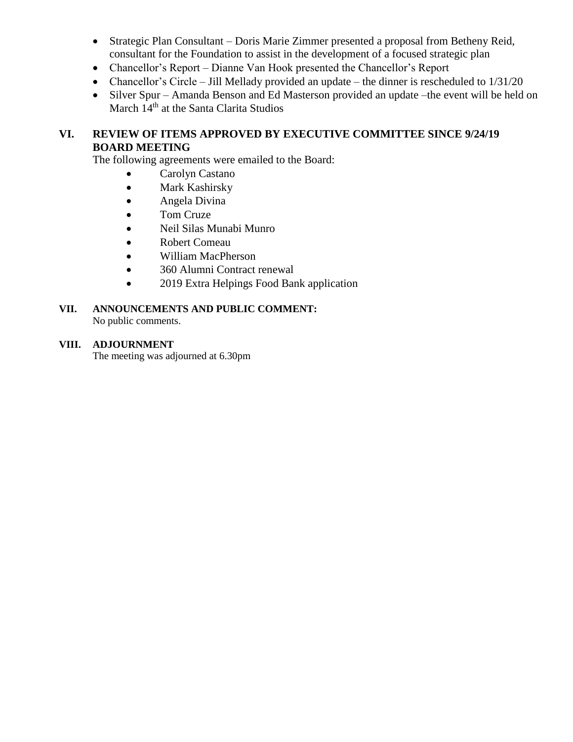- Strategic Plan Consultant – Doris Marie Zimmer presented a proposal from Betheny Reid, consultant for the Foundation to assist in the development of a focused strategic plan
- Chancellor's Report – Dianne Van Hook presented the Chancellor's Report
- Chancellor's Circle – Jill Mellady provided an update – the dinner is rescheduled to 1/31/20
- Silver Spur – Amanda Benson and Ed Masterson provided an update –the event will be held on March 14th at the Santa Clarita Studios

## VI. REVIEW OF ITEMS APPROVED BY EXECUTIVE COMMITTEE SINCE 9/24/19 BOARD MEETING

The following agreements were emailed to the Board:

- Carolyn Castano
- Mark Kashirsky
- Angela Divina
- Tom Cruze
- Neil Silas Munabi Munro
- Robert Comeau
- William MacPherson
- 360 Alumni Contract renewal
- 2019 Extra Helpings Food Bank application

## VII. ANNOUNCEMENTS AND PUBLIC COMMENT:

No public comments.

## VIII. ADJOURNMENT

The meeting was adjourned at 6.30pm